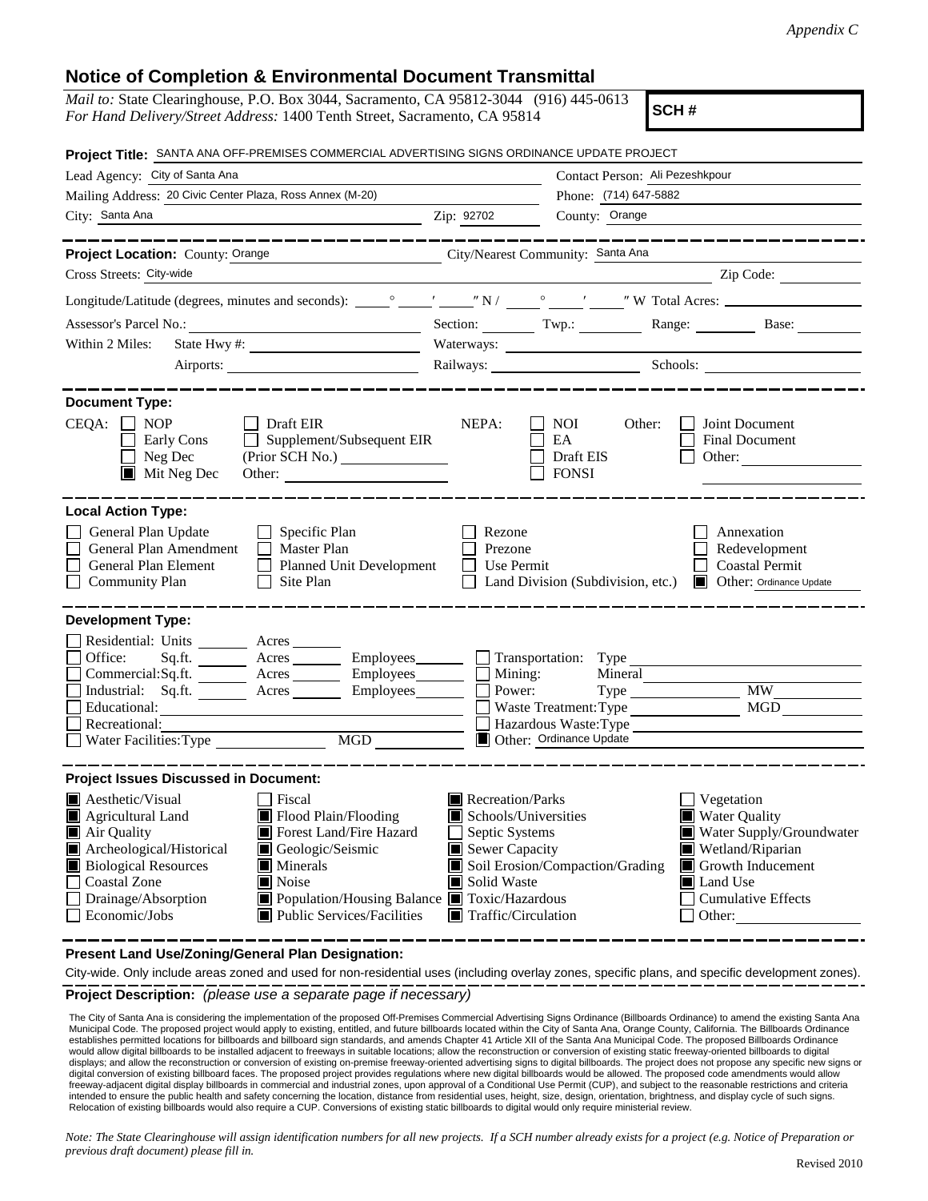*Appendix C*

# Notice of Completion & Environmental Document Transmittal

*Mail to:* State Clearinghouse, P.O. Box 3044, Sacramento, CA 95812-3044 (916) 445-0613
*For Hand Delivery/Street Address:* 1400 Tenth Street, Sacramento, CA 95814

**SCH #**

**Project Title:** SANTA ANA OFF-PREMISES COMMERCIAL ADVERTISING SIGNS ORDINANCE UPDATE PROJECT

Lead Agency: City of Santa Ana
Contact Person: Ali Pezeshkpour
Mailing Address: 20 Civic Center Plaza, Ross Annex (M-20)
Phone: (714) 647-5882
City: Santa Ana
Zip: 92702
County: Orange

---

**Project Location:** County: Orange
City/Nearest Community: Santa Ana
Cross Streets: City-wide
Zip Code:
Longitude/Latitude (degrees, minutes and seconds): ____° ____′ ____″ N / ____° ____′ ____″ W Total Acres:
Assessor's Parcel No.:
Section: Twp.: Range: Base:
Within 2 Miles: State Hwy #:
Waterways:
Airports:
Railways:
Schools:

---

**Document Type:**

CEQA:
- ☐ NOP
- ☐ Early Cons
- ☐ Neg Dec
- ☒ Mit Neg Dec
- ☐ Draft EIR
- ☐ Supplement/Subsequent EIR (Prior SCH No.)
- Other:

NEPA:
- ☐ NOI
- ☐ EA
- ☐ Draft EIS
- ☐ FONSI

Other:
- ☐ Joint Document
- ☐ Final Document
- ☐ Other:

---

**Local Action Type:**

- ☐ General Plan Update
- ☐ General Plan Amendment
- ☐ General Plan Element
- ☐ Community Plan
- ☐ Specific Plan
- ☐ Master Plan
- ☐ Planned Unit Development
- ☐ Site Plan
- ☐ Rezone
- ☐ Prezone
- ☐ Use Permit
- ☐ Land Division (Subdivision, etc.)
- ☐ Annexation
- ☐ Redevelopment
- ☐ Coastal Permit
- ☒ Other: Ordinance Update

---

**Development Type:**

- ☐ Residential: Units ____ Acres ____
- ☐ Office: Sq.ft. ____ Acres ____ Employees ____
- ☐ Commercial: Sq.ft. ____ Acres ____ Employees ____
- ☐ Industrial: Sq.ft. ____ Acres ____ Employees ____
- ☐ Educational:
- ☐ Recreational:
- ☐ Water Facilities: Type ____ MGD ____
- ☐ Transportation: Type
- ☐ Mining: Mineral
- ☐ Power: Type ____ MW
- ☐ Waste Treatment: Type ____ MGD
- ☐ Hazardous Waste: Type
- ☒ Other: Ordinance Update

---

**Project Issues Discussed in Document:**

- ☒ Aesthetic/Visual
- ☒ Agricultural Land
- ☒ Air Quality
- ☒ Archeological/Historical
- ☒ Biological Resources
- ☐ Coastal Zone
- ☐ Drainage/Absorption
- ☐ Economic/Jobs
- ☐ Fiscal
- ☒ Flood Plain/Flooding
- ☒ Forest Land/Fire Hazard
- ☒ Geologic/Seismic
- ☒ Minerals
- ☒ Noise
- ☒ Population/Housing Balance
- ☒ Public Services/Facilities
- ☒ Recreation/Parks
- ☒ Schools/Universities
- ☐ Septic Systems
- ☒ Sewer Capacity
- ☒ Soil Erosion/Compaction/Grading
- ☒ Solid Waste
- ☒ Toxic/Hazardous
- ☒ Traffic/Circulation
- ☐ Vegetation
- ☒ Water Quality
- ☒ Water Supply/Groundwater
- ☒ Wetland/Riparian
- ☒ Growth Inducement
- ☒ Land Use
- ☐ Cumulative Effects
- ☐ Other:

---

**Present Land Use/Zoning/General Plan Designation:**

City-wide. Only include areas zoned and used for non-residential uses (including overlay zones, specific plans, and specific development zones).

**Project Description:** *(please use a separate page if necessary)*

The City of Santa Ana is considering the implementation of the proposed Off-Premises Commercial Advertising Signs Ordinance (Billboards Ordinance) to amend the existing Santa Ana Municipal Code. The proposed project would apply to existing, entitled, and future billboards located within the City of Santa Ana, Orange County, California. The Billboards Ordinance establishes permitted locations for billboards and billboard sign standards, and amends Chapter 41 Article XII of the Santa Ana Municipal Code. The proposed Billboards Ordinance would allow digital billboards to be installed adjacent to freeways in suitable locations; allow the reconstruction or conversion of existing static freeway-oriented billboards to digital displays; and allow the reconstruction or conversion of existing on-premise freeway-oriented advertising signs to digital billboards. The project does not propose any specific new signs or digital conversion of existing billboard faces. The proposed project provides regulations where new digital billboards would be allowed. The proposed code amendments would allow freeway-adjacent digital display billboards in commercial and industrial zones, upon approval of a Conditional Use Permit (CUP), and subject to the reasonable restrictions and criteria intended to ensure the public health and safety concerning the location, distance from residential uses, height, size, design, orientation, brightness, and display cycle of such signs. Relocation of existing billboards would also require a CUP. Conversions of existing static billboards to digital would only require ministerial review.

*Note: The State Clearinghouse will assign identification numbers for all new projects. If a SCH number already exists for a project (e.g. Notice of Preparation or previous draft document) please fill in.*

Revised 2010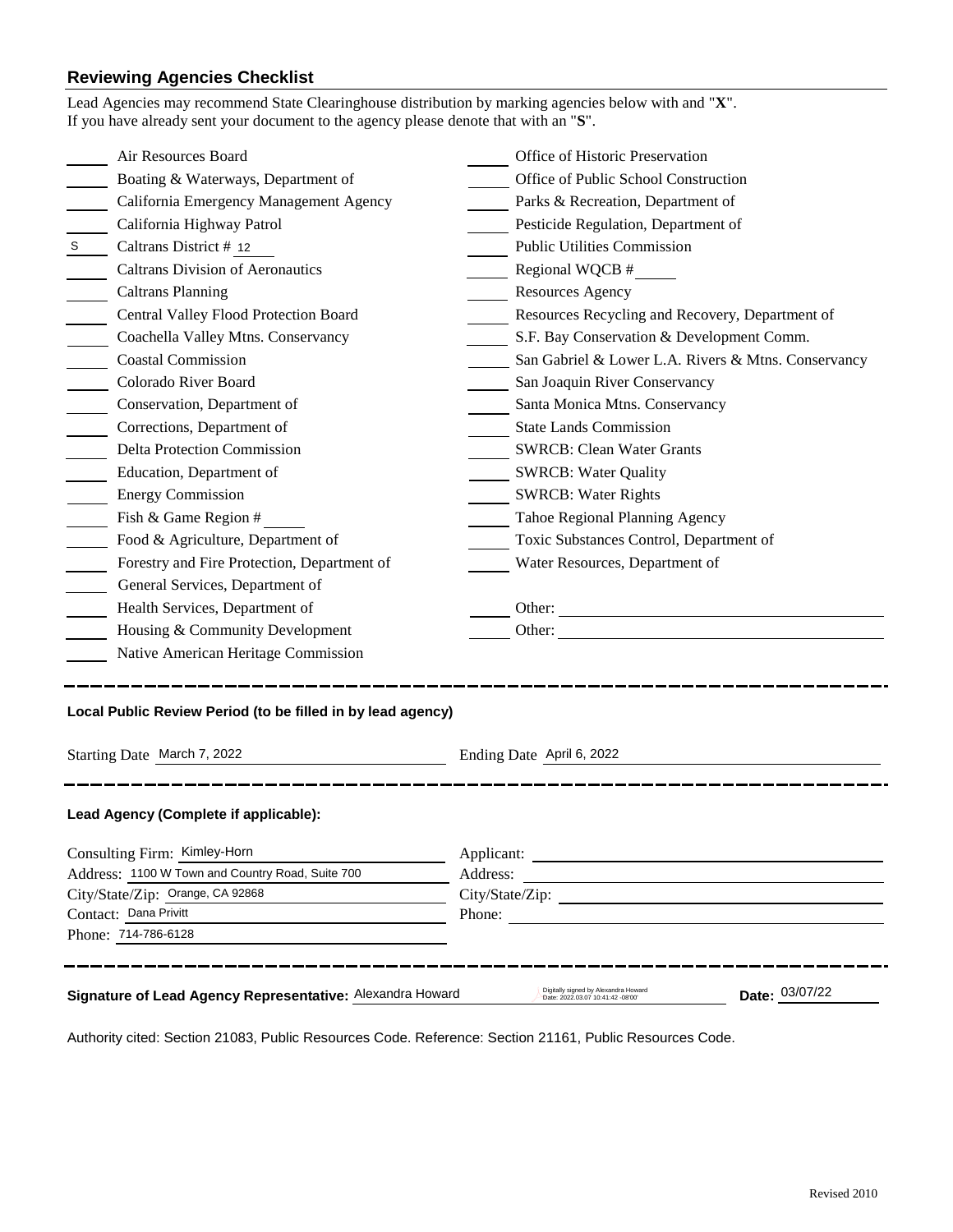## Reviewing Agencies Checklist

Lead Agencies may recommend State Clearinghouse distribution by marking agencies below with and "**X**".
If you have already sent your document to the agency please denote that with an "**S**".

| | | | |
|---|---|---|---|
| | Air Resources Board | | Office of Historic Preservation |
| | Boating & Waterways, Department of | | Office of Public School Construction |
| | California Emergency Management Agency | | Parks & Recreation, Department of |
| | California Highway Patrol | | Pesticide Regulation, Department of |
| S | Caltrans District # 12 | | Public Utilities Commission |
| | Caltrans Division of Aeronautics | | Regional WQCB # |
| | Caltrans Planning | | Resources Agency |
| | Central Valley Flood Protection Board | | Resources Recycling and Recovery, Department of |
| | Coachella Valley Mtns. Conservancy | | S.F. Bay Conservation & Development Comm. |
| | Coastal Commission | | San Gabriel & Lower L.A. Rivers & Mtns. Conservancy |
| | Colorado River Board | | San Joaquin River Conservancy |
| | Conservation, Department of | | Santa Monica Mtns. Conservancy |
| | Corrections, Department of | | State Lands Commission |
| | Delta Protection Commission | | SWRCB: Clean Water Grants |
| | Education, Department of | | SWRCB: Water Quality |
| | Energy Commission | | SWRCB: Water Rights |
| | Fish & Game Region # | | Tahoe Regional Planning Agency |
| | Food & Agriculture, Department of | | Toxic Substances Control, Department of |
| | Forestry and Fire Protection, Department of | | Water Resources, Department of |
| | General Services, Department of | | |
| | Health Services, Department of | | Other: |
| | Housing & Community Development | | Other: |
| | Native American Heritage Commission | | |

### Local Public Review Period (to be filled in by lead agency)

Starting Date March 7, 2022 | Ending Date April 6, 2022

### Lead Agency (Complete if applicable):

Consulting Firm: Kimley-Horn
Address: 1100 W Town and Country Road, Suite 700
City/State/Zip: Orange, CA 92868
Contact: Dana Privitt
Phone: 714-786-6128

Applicant:
Address:
City/State/Zip:
Phone:

**Signature of Lead Agency Representative:** Alexandra Howard (Digitally signed by Alexandra Howard Date: 2022.03.07 10:41:42 -08'00') **Date:** 03/07/22

Authority cited: Section 21083, Public Resources Code. Reference: Section 21161, Public Resources Code.

Revised 2010